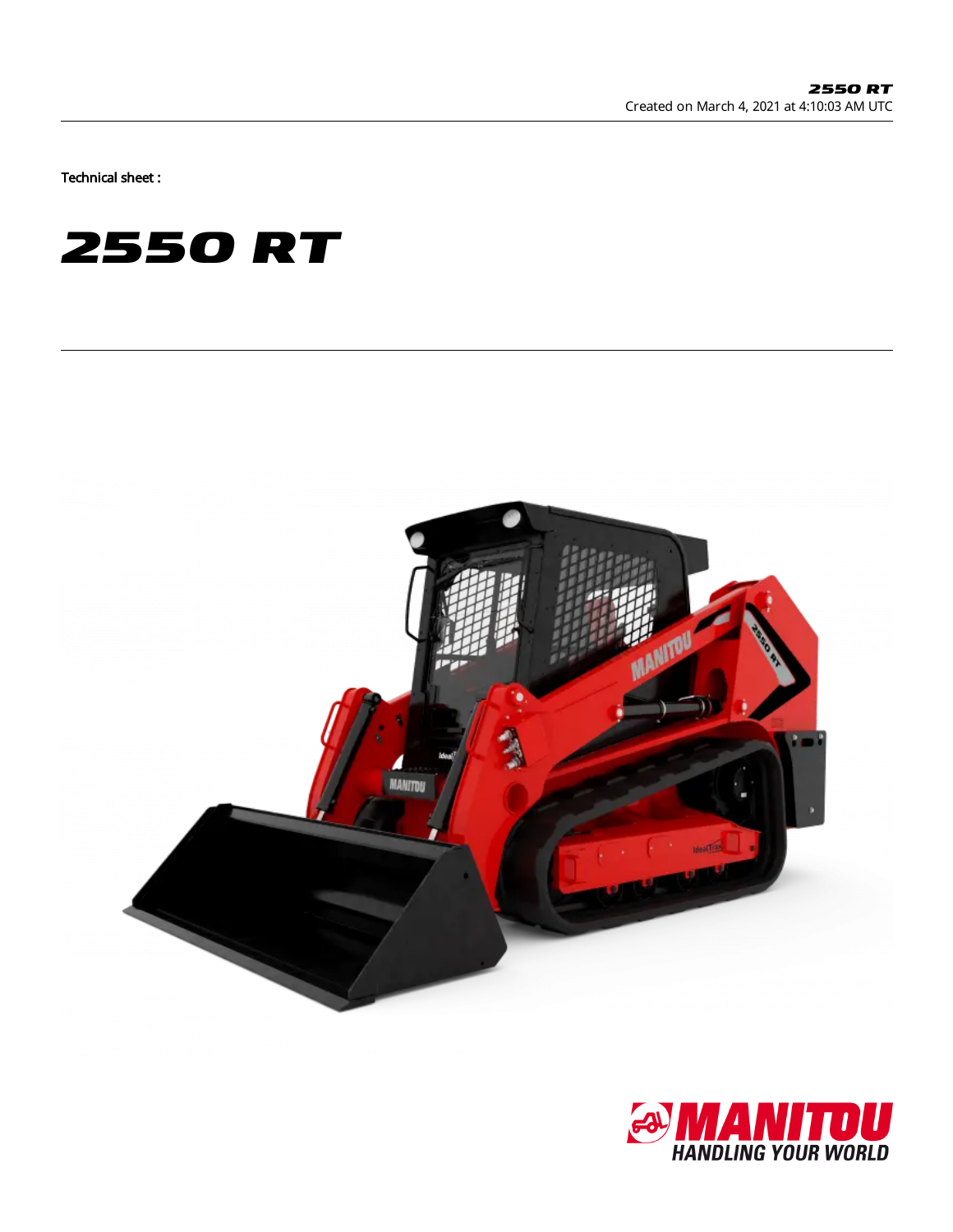Created on March 4, 2021 at 4:10:03 AM UTC

Technical sheet :

# 2550 RT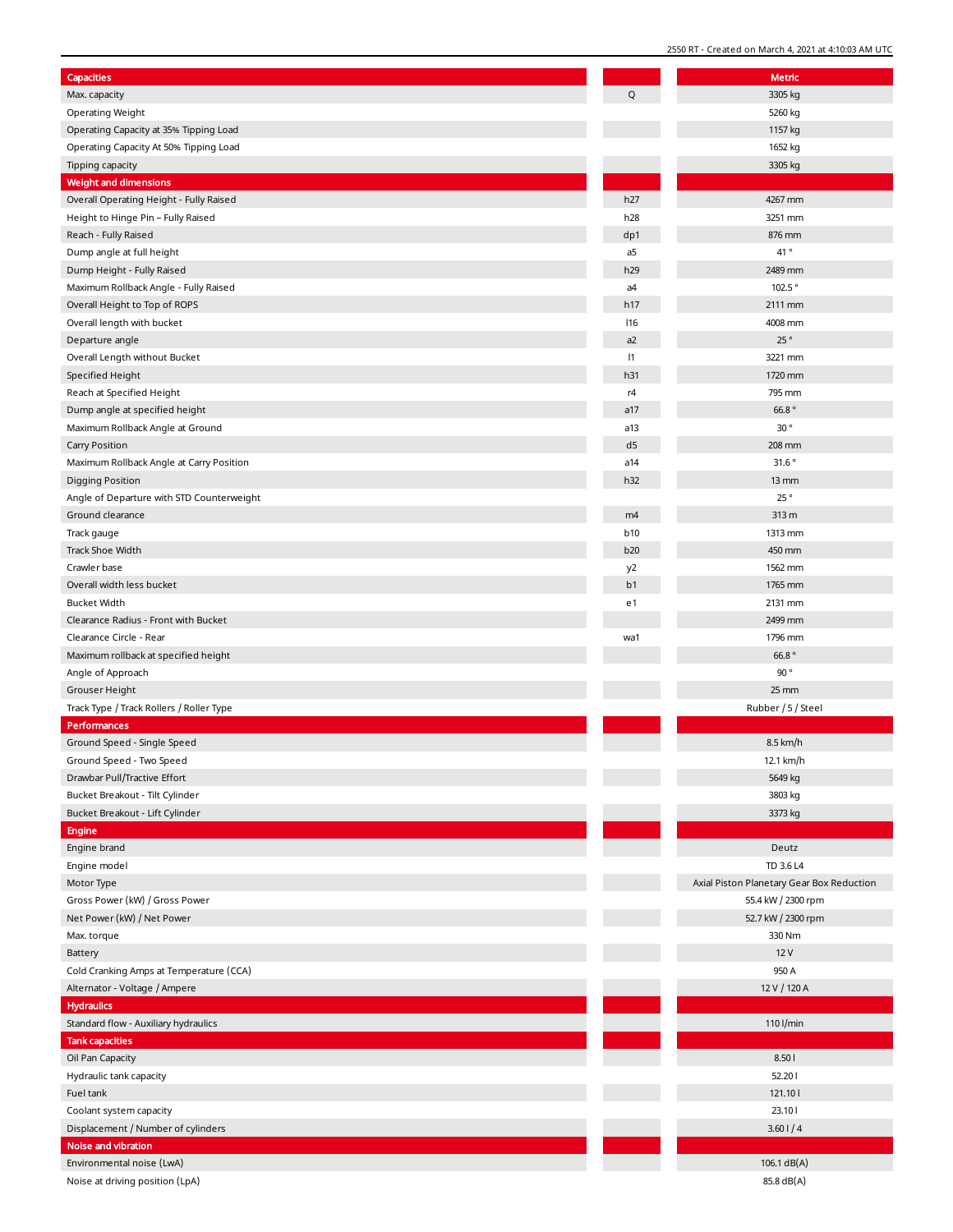| Capacities | | Metric |
| --- | --- | --- |
| Max. capacity | Q | 3305 kg |
| Operating Weight | | 5260 kg |
| Operating Capacity at 35% Tipping Load | | 1157 kg |
| Operating Capacity At 50% Tipping Load | | 1652 kg |
| Tipping capacity | | 3305 kg |
| **Weight and dimensions** | | |
| Overall Operating Height - Fully Raised | h27 | 4267 mm |
| Height to Hinge Pin – Fully Raised | h28 | 3251 mm |
| Reach - Fully Raised | dp1 | 876 mm |
| Dump angle at full height | a5 | 41 ° |
| Dump Height - Fully Raised | h29 | 2489 mm |
| Maximum Rollback Angle - Fully Raised | a4 | 102.5 ° |
| Overall Height to Top of ROPS | h17 | 2111 mm |
| Overall length with bucket | l16 | 4008 mm |
| Departure angle | a2 | 25 ° |
| Overall Length without Bucket | l1 | 3221 mm |
| Specified Height | h31 | 1720 mm |
| Reach at Specified Height | r4 | 795 mm |
| Dump angle at specified height | a17 | 66.8 ° |
| Maximum Rollback Angle at Ground | a13 | 30 ° |
| Carry Position | d5 | 208 mm |
| Maximum Rollback Angle at Carry Position | a14 | 31.6 ° |
| Digging Position | h32 | 13 mm |
| Angle of Departure with STD Counterweight | | 25 ° |
| Ground clearance | m4 | 313 m |
| Track gauge | b10 | 1313 mm |
| Track Shoe Width | b20 | 450 mm |
| Crawler base | y2 | 1562 mm |
| Overall width less bucket | b1 | 1765 mm |
| Bucket Width | e1 | 2131 mm |
| Clearance Radius - Front with Bucket | | 2499 mm |
| Clearance Circle - Rear | wa1 | 1796 mm |
| Maximum rollback at specified height | | 66.8 ° |
| Angle of Approach | | 90 ° |
| Grouser Height | | 25 mm |
| Track Type / Track Rollers / Roller Type | | Rubber / 5 / Steel |
| **Performances** | | |
| Ground Speed - Single Speed | | 8.5 km/h |
| Ground Speed - Two Speed | | 12.1 km/h |
| Drawbar Pull/Tractive Effort | | 5649 kg |
| Bucket Breakout - Tilt Cylinder | | 3803 kg |
| Bucket Breakout - Lift Cylinder | | 3373 kg |
| **Engine** | | |
| Engine brand | | Deutz |
| Engine model | | TD 3.6 L4 |
| Motor Type | | Axial Piston Planetary Gear Box Reduction |
| Gross Power (kW) / Gross Power | | 55.4 kW / 2300 rpm |
| Net Power (kW) / Net Power | | 52.7 kW / 2300 rpm |
| Max. torque | | 330 Nm |
| Battery | | 12 V |
| Cold Cranking Amps at Temperature (CCA) | | 950 A |
| Alternator - Voltage / Ampere | | 12 V / 120 A |
| **Hydraulics** | | |
| Standard flow - Auxiliary hydraulics | | 110 l/min |
| **Tank capacities** | | |
| Oil Pan Capacity | | 8.50 l |
| Hydraulic tank capacity | | 52.20 l |
| Fuel tank | | 121.10 l |
| Coolant system capacity | | 23.10 l |
| Displacement / Number of cylinders | | 3.60 l / 4 |
| **Noise and vibration** | | |
| Environmental noise (LwA) | | 106.1 dB(A) |
| Noise at driving position (LpA) | | 85.8 dB(A) |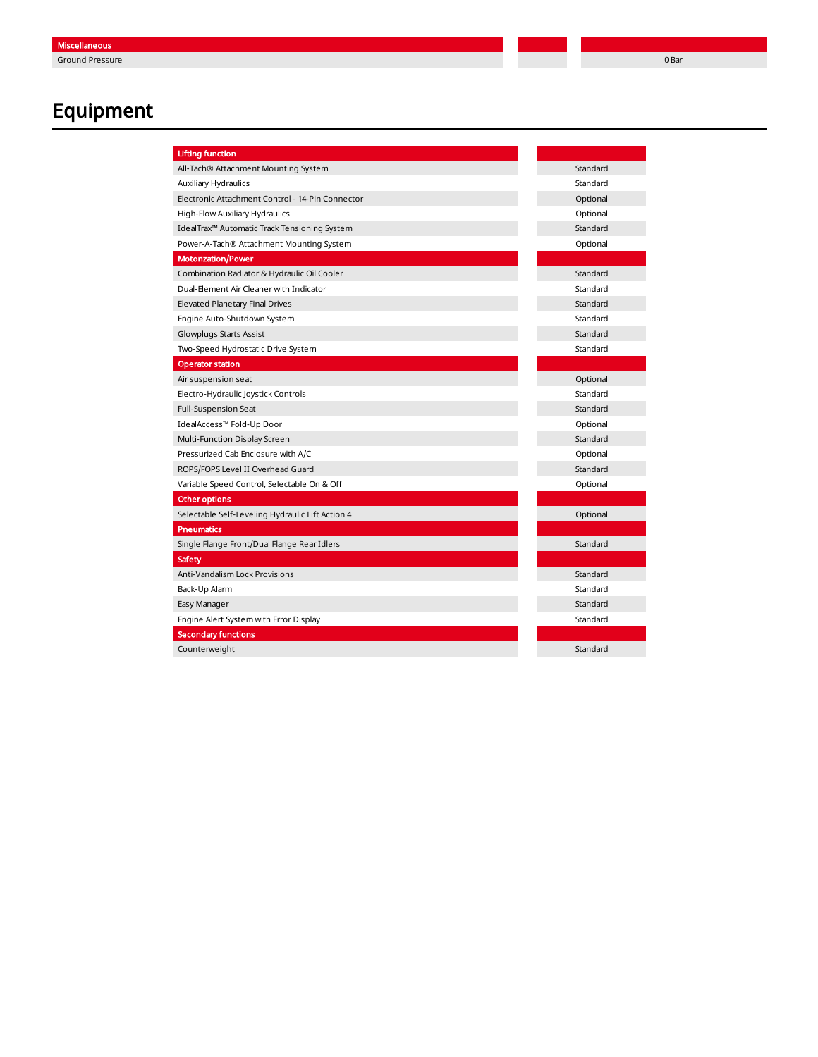| Miscellaneous | | |
| --- | --- | --- |
| Ground Pressure | | 0 Bar |

# Equipment

| Lifting function | |
| --- | --- |
| All-Tach® Attachment Mounting System | Standard |
| Auxiliary Hydraulics | Standard |
| Electronic Attachment Control - 14-Pin Connector | Optional |
| High-Flow Auxiliary Hydraulics | Optional |
| IdealTrax™ Automatic Track Tensioning System | Standard |
| Power-A-Tach® Attachment Mounting System | Optional |
| **Motorization/Power** | |
| Combination Radiator & Hydraulic Oil Cooler | Standard |
| Dual-Element Air Cleaner with Indicator | Standard |
| Elevated Planetary Final Drives | Standard |
| Engine Auto-Shutdown System | Standard |
| Glowplugs Starts Assist | Standard |
| Two-Speed Hydrostatic Drive System | Standard |
| **Operator station** | |
| Air suspension seat | Optional |
| Electro-Hydraulic Joystick Controls | Standard |
| Full-Suspension Seat | Standard |
| IdealAccess™ Fold-Up Door | Optional |
| Multi-Function Display Screen | Standard |
| Pressurized Cab Enclosure with A/C | Optional |
| ROPS/FOPS Level II Overhead Guard | Standard |
| Variable Speed Control, Selectable On & Off | Optional |
| **Other options** | |
| Selectable Self-Leveling Hydraulic Lift Action 4 | Optional |
| **Pneumatics** | |
| Single Flange Front/Dual Flange Rear Idlers | Standard |
| **Safety** | |
| Anti-Vandalism Lock Provisions | Standard |
| Back-Up Alarm | Standard |
| Easy Manager | Standard |
| Engine Alert System with Error Display | Standard |
| **Secondary functions** | |
| Counterweight | Standard |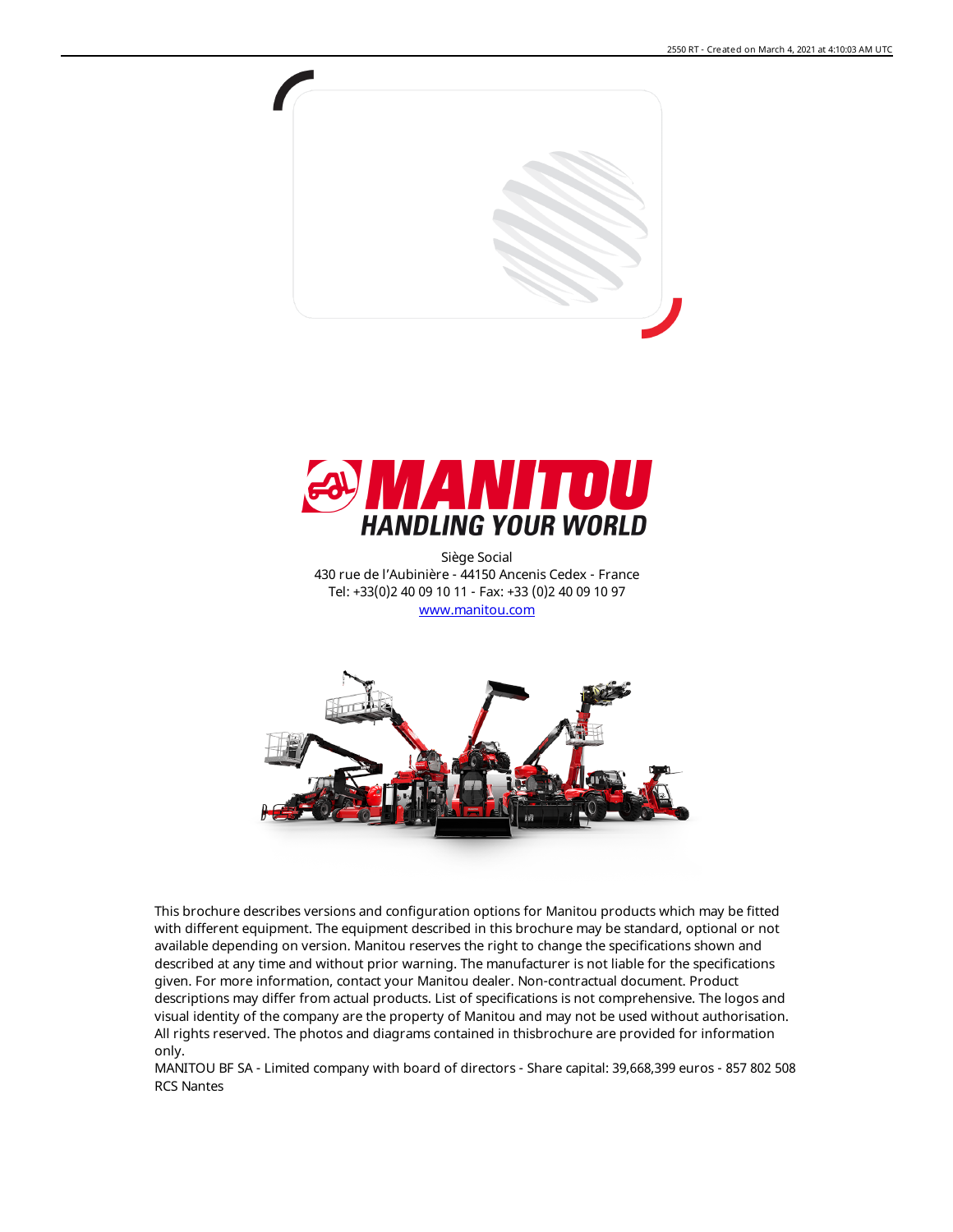MANITOU
HANDLING YOUR WORLD

Siège Social
430 rue de l'Aubinière - 44150 Ancenis Cedex - France
Tel: +33(0)2 40 09 10 11 - Fax: +33 (0)2 40 09 10 97
www.manitou.com

This brochure describes versions and configuration options for Manitou products which may be fitted with different equipment. The equipment described in this brochure may be standard, optional or not available depending on version. Manitou reserves the right to change the specifications shown and described at any time and without prior warning. The manufacturer is not liable for the specifications given. For more information, contact your Manitou dealer. Non-contractual document. Product descriptions may differ from actual products. List of specifications is not comprehensive. The logos and visual identity of the company are the property of Manitou and may not be used without authorisation. All rights reserved. The photos and diagrams contained in thisbrochure are provided for information only.
MANITOU BF SA - Limited company with board of directors - Share capital: 39,668,399 euros - 857 802 508 RCS Nantes